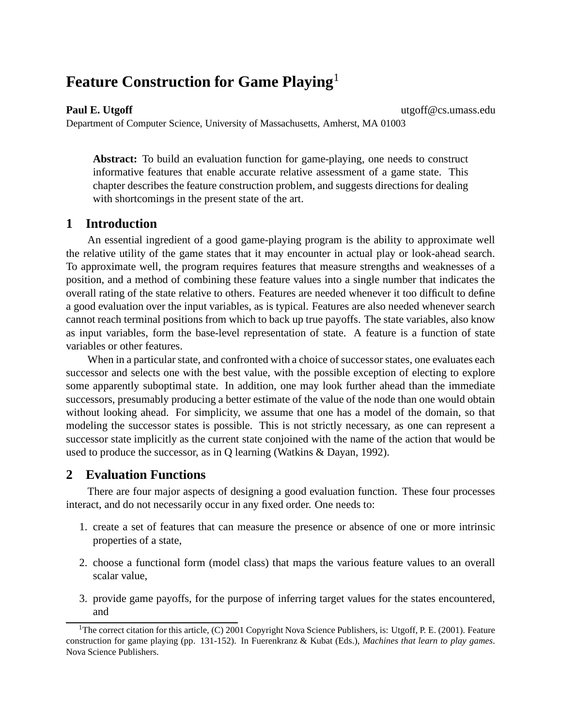# Feature Construction for Game Playing[1]

**Paul E. Utgoff** utgoff@cs.umass.edu
Department of Computer Science, University of Massachusetts, Amherst, MA 01003

> **Abstract:** To build an evaluation function for game-playing, one needs to construct informative features that enable accurate relative assessment of a game state. This chapter describes the feature construction problem, and suggests directions for dealing with shortcomings in the present state of the art.

## 1 Introduction

An essential ingredient of a good game-playing program is the ability to approximate well the relative utility of the game states that it may encounter in actual play or look-ahead search. To approximate well, the program requires features that measure strengths and weaknesses of a position, and a method of combining these feature values into a single number that indicates the overall rating of the state relative to others. Features are needed whenever it too difficult to define a good evaluation over the input variables, as is typical. Features are also needed whenever search cannot reach terminal positions from which to back up true payoffs. The state variables, also know as input variables, form the base-level representation of state. A feature is a function of state variables or other features.

When in a particular state, and confronted with a choice of successor states, one evaluates each successor and selects one with the best value, with the possible exception of electing to explore some apparently suboptimal state. In addition, one may look further ahead than the immediate successors, presumably producing a better estimate of the value of the node than one would obtain without looking ahead. For simplicity, we assume that one has a model of the domain, so that modeling the successor states is possible. This is not strictly necessary, as one can represent a successor state implicitly as the current state conjoined with the name of the action that would be used to produce the successor, as in Q learning (Watkins & Dayan, 1992).

## 2 Evaluation Functions

There are four major aspects of designing a good evaluation function. These four processes interact, and do not necessarily occur in any fixed order. One needs to:

1. create a set of features that can measure the presence or absence of one or more intrinsic properties of a state,
2. choose a functional form (model class) that maps the various feature values to an overall scalar value,
3. provide game payoffs, for the purpose of inferring target values for the states encountered, and

[1] The correct citation for this article, (C) 2001 Copyright Nova Science Publishers, is: Utgoff, P. E. (2001). Feature construction for game playing (pp. 131-152). In Fuerenkranz & Kubat (Eds.), *Machines that learn to play games*. Nova Science Publishers.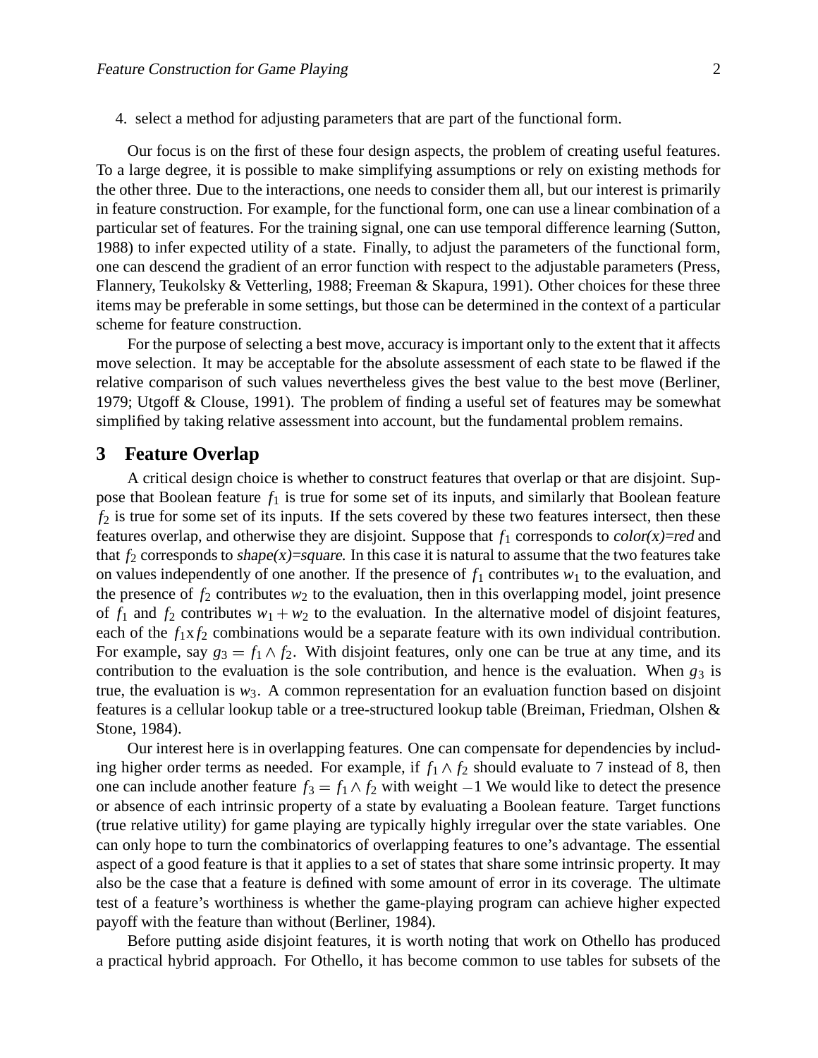4. select a method for adjusting parameters that are part of the functional form.

Our focus is on the first of these four design aspects, the problem of creating useful features. To a large degree, it is possible to make simplifying assumptions or rely on existing methods for the other three. Due to the interactions, one needs to consider them all, but our interest is primarily in feature construction. For example, for the functional form, one can use a linear combination of a particular set of features. For the training signal, one can use temporal difference learning (Sutton, 1988) to infer expected utility of a state. Finally, to adjust the parameters of the functional form, one can descend the gradient of an error function with respect to the adjustable parameters (Press, Flannery, Teukolsky & Vetterling, 1988; Freeman & Skapura, 1991). Other choices for these three items may be preferable in some settings, but those can be determined in the context of a particular scheme for feature construction.

For the purpose of selecting a best move, accuracy is important only to the extent that it affects move selection. It may be acceptable for the absolute assessment of each state to be flawed if the relative comparison of such values nevertheless gives the best value to the best move (Berliner, 1979; Utgoff & Clouse, 1991). The problem of finding a useful set of features may be somewhat simplified by taking relative assessment into account, but the fundamental problem remains.

## 3 Feature Overlap

A critical design choice is whether to construct features that overlap or that are disjoint. Suppose that Boolean feature $f_1$ is true for some set of its inputs, and similarly that Boolean feature $f_2$ is true for some set of its inputs. If the sets covered by these two features intersect, then these features overlap, and otherwise they are disjoint. Suppose that $f_1$ corresponds to *color(x)=red* and that $f_2$ corresponds to *shape(x)=square*. In this case it is natural to assume that the two features take on values independently of one another. If the presence of $f_1$ contributes $w_1$ to the evaluation, and the presence of $f_2$ contributes $w_2$ to the evaluation, then in this overlapping model, joint presence of $f_1$ and $f_2$ contributes $w_1 + w_2$ to the evaluation. In the alternative model of disjoint features, each of the $f_1 \mathrm{x} f_2$ combinations would be a separate feature with its own individual contribution. For example, say $g_3 = f_1 \wedge f_2$. With disjoint features, only one can be true at any time, and its contribution to the evaluation is the sole contribution, and hence is the evaluation. When $g_3$ is true, the evaluation is $w_3$. A common representation for an evaluation function based on disjoint features is a cellular lookup table or a tree-structured lookup table (Breiman, Friedman, Olshen & Stone, 1984).

Our interest here is in overlapping features. One can compensate for dependencies by including higher order terms as needed. For example, if $f_1 \wedge f_2$ should evaluate to 7 instead of 8, then one can include another feature $f_3 = f_1 \wedge f_2$ with weight $-1$ We would like to detect the presence or absence of each intrinsic property of a state by evaluating a Boolean feature. Target functions (true relative utility) for game playing are typically highly irregular over the state variables. One can only hope to turn the combinatorics of overlapping features to one's advantage. The essential aspect of a good feature is that it applies to a set of states that share some intrinsic property. It may also be the case that a feature is defined with some amount of error in its coverage. The ultimate test of a feature's worthiness is whether the game-playing program can achieve higher expected payoff with the feature than without (Berliner, 1984).

Before putting aside disjoint features, it is worth noting that work on Othello has produced a practical hybrid approach. For Othello, it has become common to use tables for subsets of the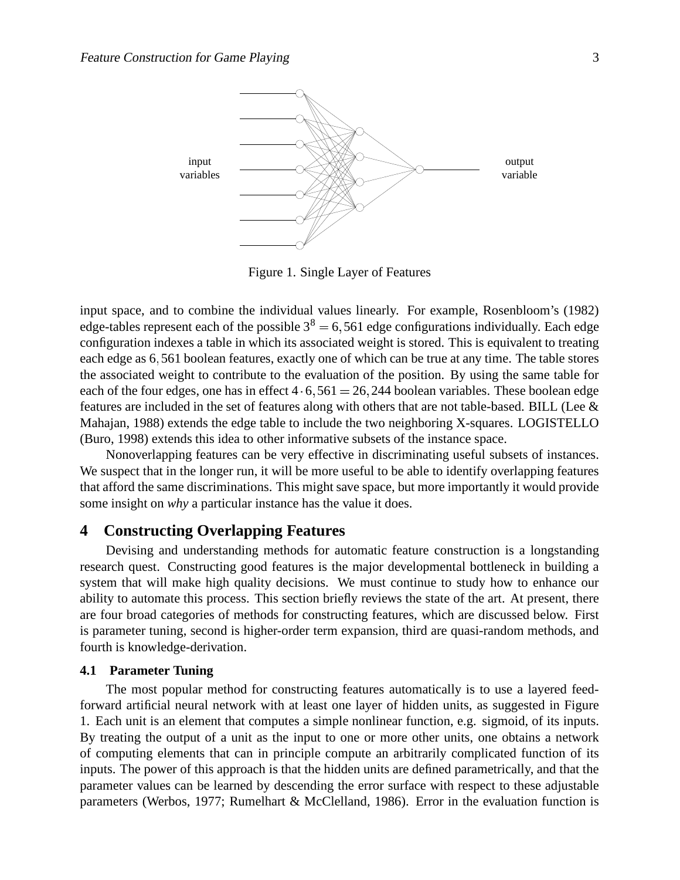Figure 1. Single Layer of Features

input space, and to combine the individual values linearly. For example, Rosenbloom's (1982) edge-tables represent each of the possible $3^8 = 6,561$ edge configurations individually. Each edge configuration indexes a table in which its associated weight is stored. This is equivalent to treating each edge as 6,561 boolean features, exactly one of which can be true at any time. The table stores the associated weight to contribute to the evaluation of the position. By using the same table for each of the four edges, one has in effect $4 \cdot 6,561 = 26,244$ boolean variables. These boolean edge features are included in the set of features along with others that are not table-based. BILL (Lee & Mahajan, 1988) extends the edge table to include the two neighboring X-squares. LOGISTELLO (Buro, 1998) extends this idea to other informative subsets of the instance space.

Nonoverlapping features can be very effective in discriminating useful subsets of instances. We suspect that in the longer run, it will be more useful to be able to identify overlapping features that afford the same discriminations. This might save space, but more importantly it would provide some insight on *why* a particular instance has the value it does.

## 4 Constructing Overlapping Features

Devising and understanding methods for automatic feature construction is a longstanding research quest. Constructing good features is the major developmental bottleneck in building a system that will make high quality decisions. We must continue to study how to enhance our ability to automate this process. This section briefly reviews the state of the art. At present, there are four broad categories of methods for constructing features, which are discussed below. First is parameter tuning, second is higher-order term expansion, third are quasi-random methods, and fourth is knowledge-derivation.

### 4.1 Parameter Tuning

The most popular method for constructing features automatically is to use a layered feed-forward artificial neural network with at least one layer of hidden units, as suggested in Figure 1. Each unit is an element that computes a simple nonlinear function, e.g. sigmoid, of its inputs. By treating the output of a unit as the input to one or more other units, one obtains a network of computing elements that can in principle compute an arbitrarily complicated function of its inputs. The power of this approach is that the hidden units are defined parametrically, and that the parameter values can be learned by descending the error surface with respect to these adjustable parameters (Werbos, 1977; Rumelhart & McClelland, 1986). Error in the evaluation function is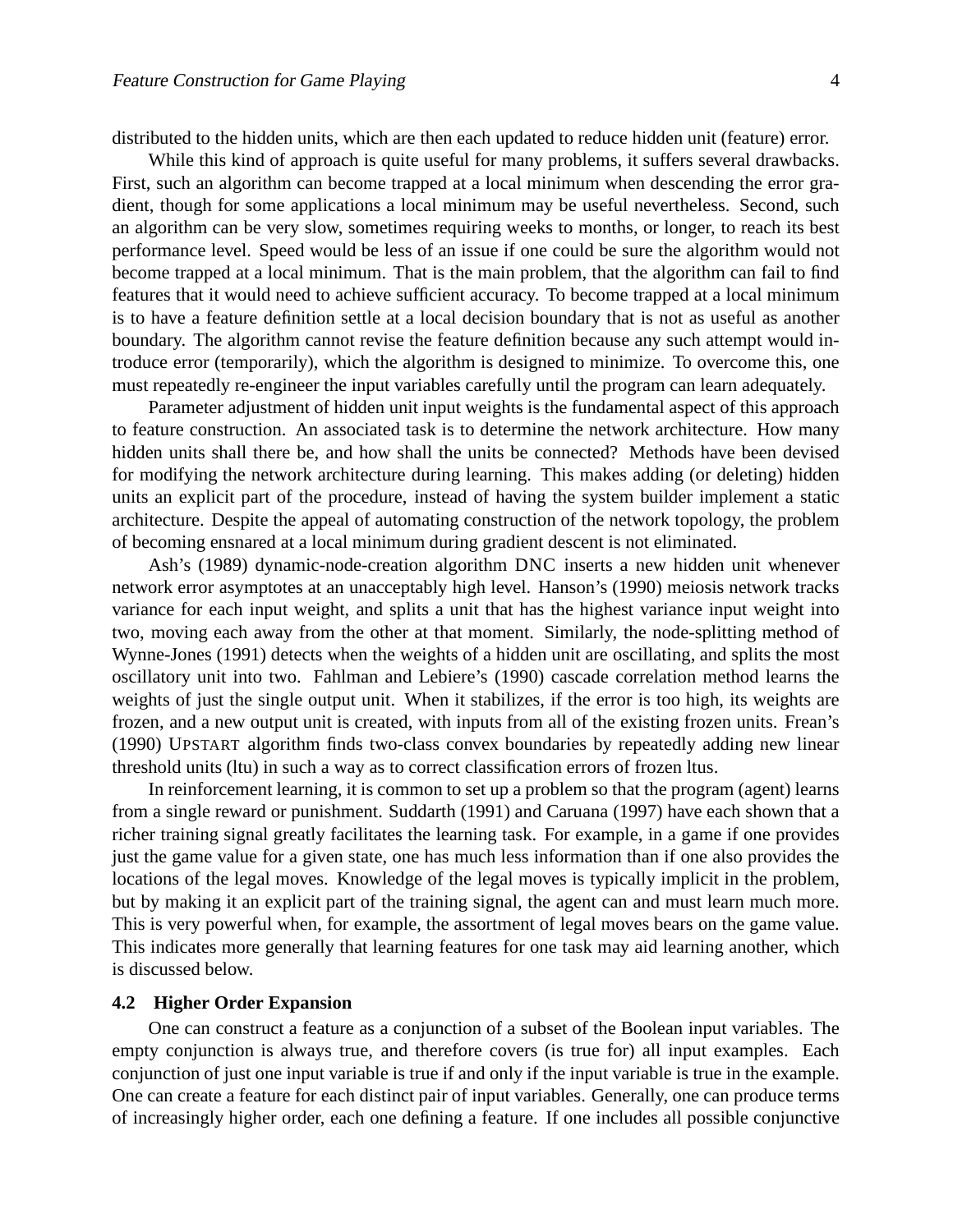distributed to the hidden units, which are then each updated to reduce hidden unit (feature) error.

While this kind of approach is quite useful for many problems, it suffers several drawbacks. First, such an algorithm can become trapped at a local minimum when descending the error gradient, though for some applications a local minimum may be useful nevertheless. Second, such an algorithm can be very slow, sometimes requiring weeks to months, or longer, to reach its best performance level. Speed would be less of an issue if one could be sure the algorithm would not become trapped at a local minimum. That is the main problem, that the algorithm can fail to find features that it would need to achieve sufficient accuracy. To become trapped at a local minimum is to have a feature definition settle at a local decision boundary that is not as useful as another boundary. The algorithm cannot revise the feature definition because any such attempt would introduce error (temporarily), which the algorithm is designed to minimize. To overcome this, one must repeatedly re-engineer the input variables carefully until the program can learn adequately.

Parameter adjustment of hidden unit input weights is the fundamental aspect of this approach to feature construction. An associated task is to determine the network architecture. How many hidden units shall there be, and how shall the units be connected? Methods have been devised for modifying the network architecture during learning. This makes adding (or deleting) hidden units an explicit part of the procedure, instead of having the system builder implement a static architecture. Despite the appeal of automating construction of the network topology, the problem of becoming ensnared at a local minimum during gradient descent is not eliminated.

Ash's (1989) dynamic-node-creation algorithm DNC inserts a new hidden unit whenever network error asymptotes at an unacceptably high level. Hanson's (1990) meiosis network tracks variance for each input weight, and splits a unit that has the highest variance input weight into two, moving each away from the other at that moment. Similarly, the node-splitting method of Wynne-Jones (1991) detects when the weights of a hidden unit are oscillating, and splits the most oscillatory unit into two. Fahlman and Lebiere's (1990) cascade correlation method learns the weights of just the single output unit. When it stabilizes, if the error is too high, its weights are frozen, and a new output unit is created, with inputs from all of the existing frozen units. Frean's (1990) UPSTART algorithm finds two-class convex boundaries by repeatedly adding new linear threshold units (ltu) in such a way as to correct classification errors of frozen ltus.

In reinforcement learning, it is common to set up a problem so that the program (agent) learns from a single reward or punishment. Suddarth (1991) and Caruana (1997) have each shown that a richer training signal greatly facilitates the learning task. For example, in a game if one provides just the game value for a given state, one has much less information than if one also provides the locations of the legal moves. Knowledge of the legal moves is typically implicit in the problem, but by making it an explicit part of the training signal, the agent can and must learn much more. This is very powerful when, for example, the assortment of legal moves bears on the game value. This indicates more generally that learning features for one task may aid learning another, which is discussed below.

### 4.2 Higher Order Expansion

One can construct a feature as a conjunction of a subset of the Boolean input variables. The empty conjunction is always true, and therefore covers (is true for) all input examples. Each conjunction of just one input variable is true if and only if the input variable is true in the example. One can create a feature for each distinct pair of input variables. Generally, one can produce terms of increasingly higher order, each one defining a feature. If one includes all possible conjunctive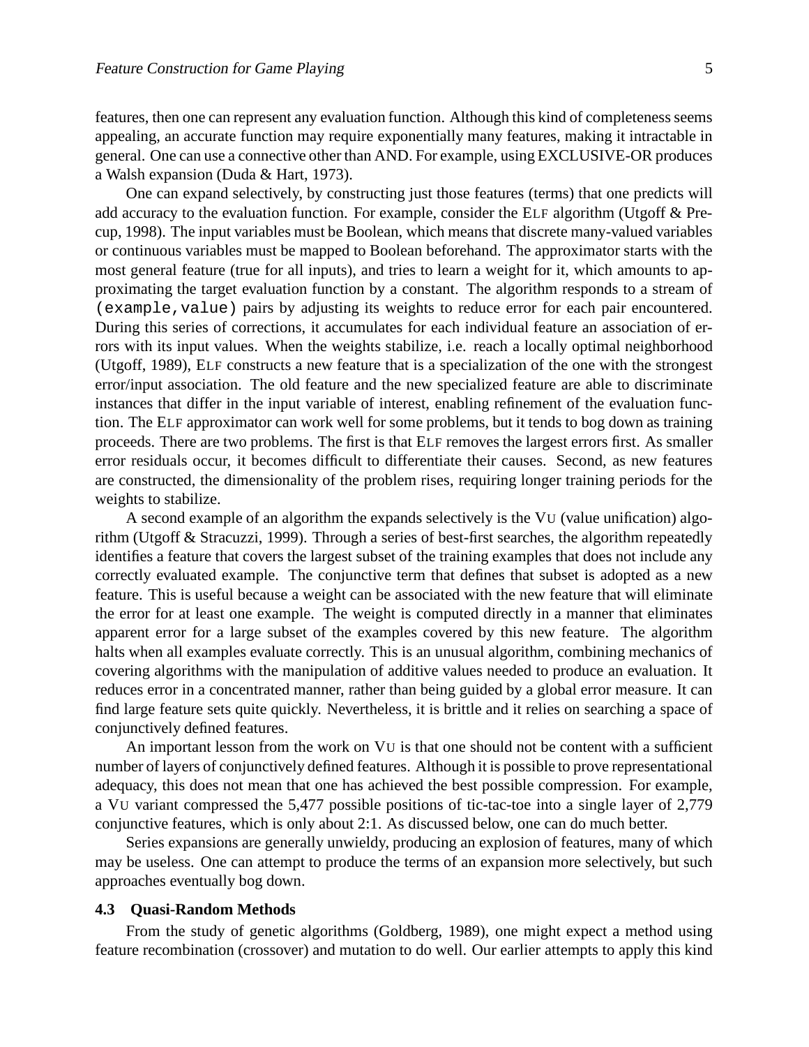features, then one can represent any evaluation function. Although this kind of completeness seems appealing, an accurate function may require exponentially many features, making it intractable in general. One can use a connective other than AND. For example, using EXCLUSIVE-OR produces a Walsh expansion (Duda & Hart, 1973).

One can expand selectively, by constructing just those features (terms) that one predicts will add accuracy to the evaluation function. For example, consider the ELF algorithm (Utgoff & Precup, 1998). The input variables must be Boolean, which means that discrete many-valued variables or continuous variables must be mapped to Boolean beforehand. The approximator starts with the most general feature (true for all inputs), and tries to learn a weight for it, which amounts to approximating the target evaluation function by a constant. The algorithm responds to a stream of `(example,value)` pairs by adjusting its weights to reduce error for each pair encountered. During this series of corrections, it accumulates for each individual feature an association of errors with its input values. When the weights stabilize, i.e. reach a locally optimal neighborhood (Utgoff, 1989), ELF constructs a new feature that is a specialization of the one with the strongest error/input association. The old feature and the new specialized feature are able to discriminate instances that differ in the input variable of interest, enabling refinement of the evaluation function. The ELF approximator can work well for some problems, but it tends to bog down as training proceeds. There are two problems. The first is that ELF removes the largest errors first. As smaller error residuals occur, it becomes difficult to differentiate their causes. Second, as new features are constructed, the dimensionality of the problem rises, requiring longer training periods for the weights to stabilize.

A second example of an algorithm the expands selectively is the VU (value unification) algorithm (Utgoff & Stracuzzi, 1999). Through a series of best-first searches, the algorithm repeatedly identifies a feature that covers the largest subset of the training examples that does not include any correctly evaluated example. The conjunctive term that defines that subset is adopted as a new feature. This is useful because a weight can be associated with the new feature that will eliminate the error for at least one example. The weight is computed directly in a manner that eliminates apparent error for a large subset of the examples covered by this new feature. The algorithm halts when all examples evaluate correctly. This is an unusual algorithm, combining mechanics of covering algorithms with the manipulation of additive values needed to produce an evaluation. It reduces error in a concentrated manner, rather than being guided by a global error measure. It can find large feature sets quite quickly. Nevertheless, it is brittle and it relies on searching a space of conjunctively defined features.

An important lesson from the work on VU is that one should not be content with a sufficient number of layers of conjunctively defined features. Although it is possible to prove representational adequacy, this does not mean that one has achieved the best possible compression. For example, a VU variant compressed the 5,477 possible positions of tic-tac-toe into a single layer of 2,779 conjunctive features, which is only about 2:1. As discussed below, one can do much better.

Series expansions are generally unwieldy, producing an explosion of features, many of which may be useless. One can attempt to produce the terms of an expansion more selectively, but such approaches eventually bog down.

### 4.3 Quasi-Random Methods

From the study of genetic algorithms (Goldberg, 1989), one might expect a method using feature recombination (crossover) and mutation to do well. Our earlier attempts to apply this kind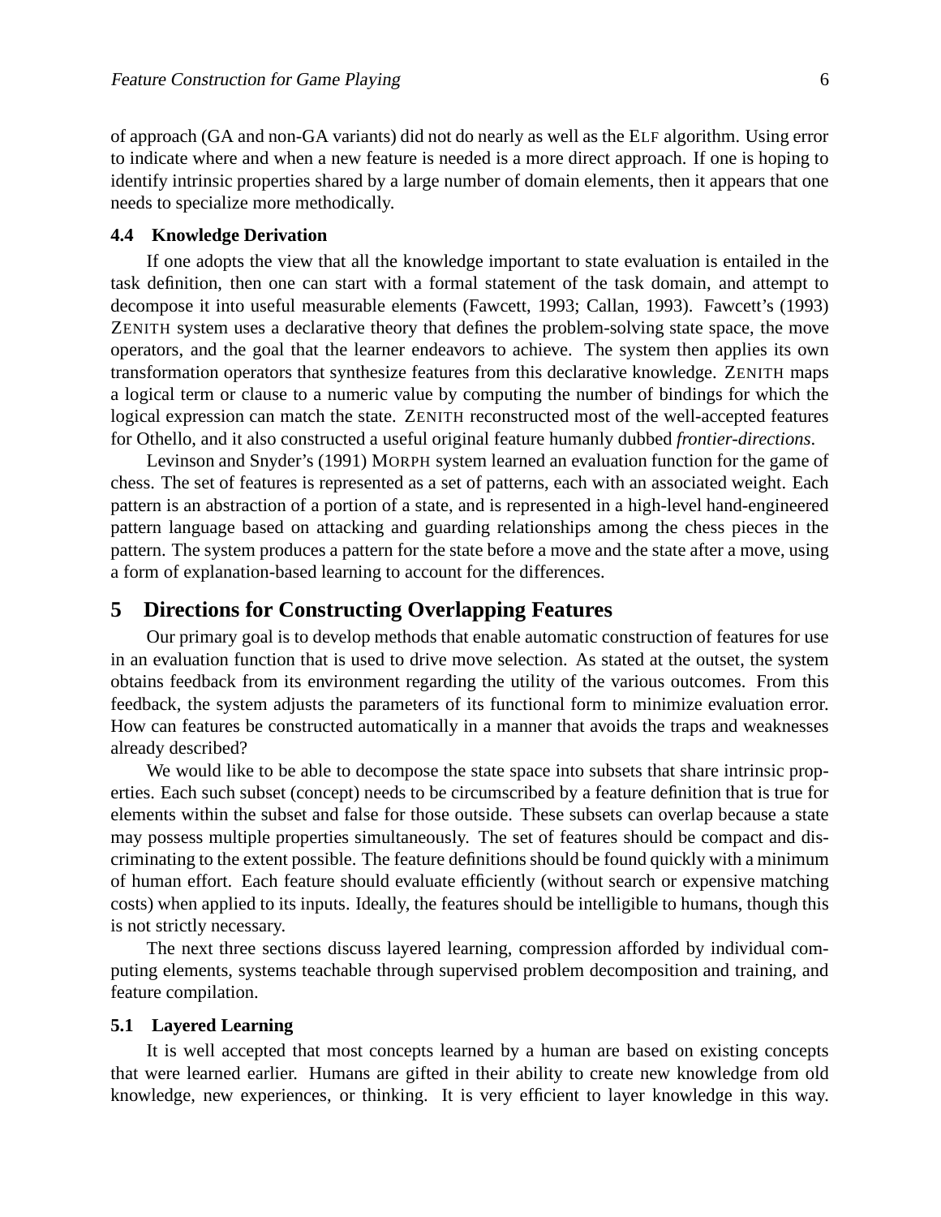of approach (GA and non-GA variants) did not do nearly as well as the ELF algorithm. Using error to indicate where and when a new feature is needed is a more direct approach. If one is hoping to identify intrinsic properties shared by a large number of domain elements, then it appears that one needs to specialize more methodically.

### 4.4 Knowledge Derivation

If one adopts the view that all the knowledge important to state evaluation is entailed in the task definition, then one can start with a formal statement of the task domain, and attempt to decompose it into useful measurable elements (Fawcett, 1993; Callan, 1993). Fawcett's (1993) ZENITH system uses a declarative theory that defines the problem-solving state space, the move operators, and the goal that the learner endeavors to achieve. The system then applies its own transformation operators that synthesize features from this declarative knowledge. ZENITH maps a logical term or clause to a numeric value by computing the number of bindings for which the logical expression can match the state. ZENITH reconstructed most of the well-accepted features for Othello, and it also constructed a useful original feature humanly dubbed *frontier-directions*.

Levinson and Snyder's (1991) MORPH system learned an evaluation function for the game of chess. The set of features is represented as a set of patterns, each with an associated weight. Each pattern is an abstraction of a portion of a state, and is represented in a high-level hand-engineered pattern language based on attacking and guarding relationships among the chess pieces in the pattern. The system produces a pattern for the state before a move and the state after a move, using a form of explanation-based learning to account for the differences.

## 5 Directions for Constructing Overlapping Features

Our primary goal is to develop methods that enable automatic construction of features for use in an evaluation function that is used to drive move selection. As stated at the outset, the system obtains feedback from its environment regarding the utility of the various outcomes. From this feedback, the system adjusts the parameters of its functional form to minimize evaluation error. How can features be constructed automatically in a manner that avoids the traps and weaknesses already described?

We would like to be able to decompose the state space into subsets that share intrinsic properties. Each such subset (concept) needs to be circumscribed by a feature definition that is true for elements within the subset and false for those outside. These subsets can overlap because a state may possess multiple properties simultaneously. The set of features should be compact and discriminating to the extent possible. The feature definitions should be found quickly with a minimum of human effort. Each feature should evaluate efficiently (without search or expensive matching costs) when applied to its inputs. Ideally, the features should be intelligible to humans, though this is not strictly necessary.

The next three sections discuss layered learning, compression afforded by individual computing elements, systems teachable through supervised problem decomposition and training, and feature compilation.

### 5.1 Layered Learning

It is well accepted that most concepts learned by a human are based on existing concepts that were learned earlier. Humans are gifted in their ability to create new knowledge from old knowledge, new experiences, or thinking. It is very efficient to layer knowledge in this way.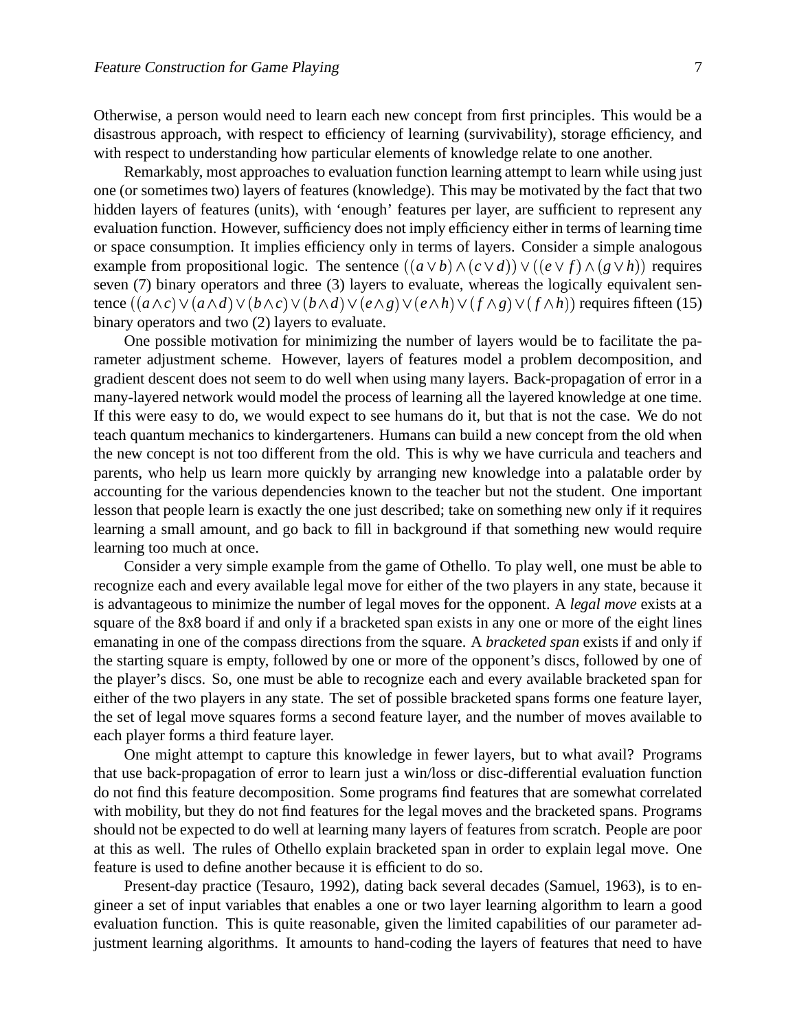Otherwise, a person would need to learn each new concept from first principles. This would be a disastrous approach, with respect to efficiency of learning (survivability), storage efficiency, and with respect to understanding how particular elements of knowledge relate to one another.

Remarkably, most approaches to evaluation function learning attempt to learn while using just one (or sometimes two) layers of features (knowledge). This may be motivated by the fact that two hidden layers of features (units), with 'enough' features per layer, are sufficient to represent any evaluation function. However, sufficiency does not imply efficiency either in terms of learning time or space consumption. It implies efficiency only in terms of layers. Consider a simple analogous example from propositional logic. The sentence $((a \vee b) \wedge (c \vee d)) \vee ((e \vee f) \wedge (g \vee h))$ requires seven (7) binary operators and three (3) layers to evaluate, whereas the logically equivalent sentence $((a \wedge c) \vee (a \wedge d) \vee (b \wedge c) \vee (b \wedge d) \vee (e \wedge g) \vee (e \wedge h) \vee (f \wedge g) \vee (f \wedge h))$ requires fifteen (15) binary operators and two (2) layers to evaluate.

One possible motivation for minimizing the number of layers would be to facilitate the parameter adjustment scheme. However, layers of features model a problem decomposition, and gradient descent does not seem to do well when using many layers. Back-propagation of error in a many-layered network would model the process of learning all the layered knowledge at one time. If this were easy to do, we would expect to see humans do it, but that is not the case. We do not teach quantum mechanics to kindergarteners. Humans can build a new concept from the old when the new concept is not too different from the old. This is why we have curricula and teachers and parents, who help us learn more quickly by arranging new knowledge into a palatable order by accounting for the various dependencies known to the teacher but not the student. One important lesson that people learn is exactly the one just described; take on something new only if it requires learning a small amount, and go back to fill in background if that something new would require learning too much at once.

Consider a very simple example from the game of Othello. To play well, one must be able to recognize each and every available legal move for either of the two players in any state, because it is advantageous to minimize the number of legal moves for the opponent. A *legal move* exists at a square of the 8x8 board if and only if a bracketed span exists in any one or more of the eight lines emanating in one of the compass directions from the square. A *bracketed span* exists if and only if the starting square is empty, followed by one or more of the opponent's discs, followed by one of the player's discs. So, one must be able to recognize each and every available bracketed span for either of the two players in any state. The set of possible bracketed spans forms one feature layer, the set of legal move squares forms a second feature layer, and the number of moves available to each player forms a third feature layer.

One might attempt to capture this knowledge in fewer layers, but to what avail? Programs that use back-propagation of error to learn just a win/loss or disc-differential evaluation function do not find this feature decomposition. Some programs find features that are somewhat correlated with mobility, but they do not find features for the legal moves and the bracketed spans. Programs should not be expected to do well at learning many layers of features from scratch. People are poor at this as well. The rules of Othello explain bracketed span in order to explain legal move. One feature is used to define another because it is efficient to do so.

Present-day practice (Tesauro, 1992), dating back several decades (Samuel, 1963), is to engineer a set of input variables that enables a one or two layer learning algorithm to learn a good evaluation function. This is quite reasonable, given the limited capabilities of our parameter adjustment learning algorithms. It amounts to hand-coding the layers of features that need to have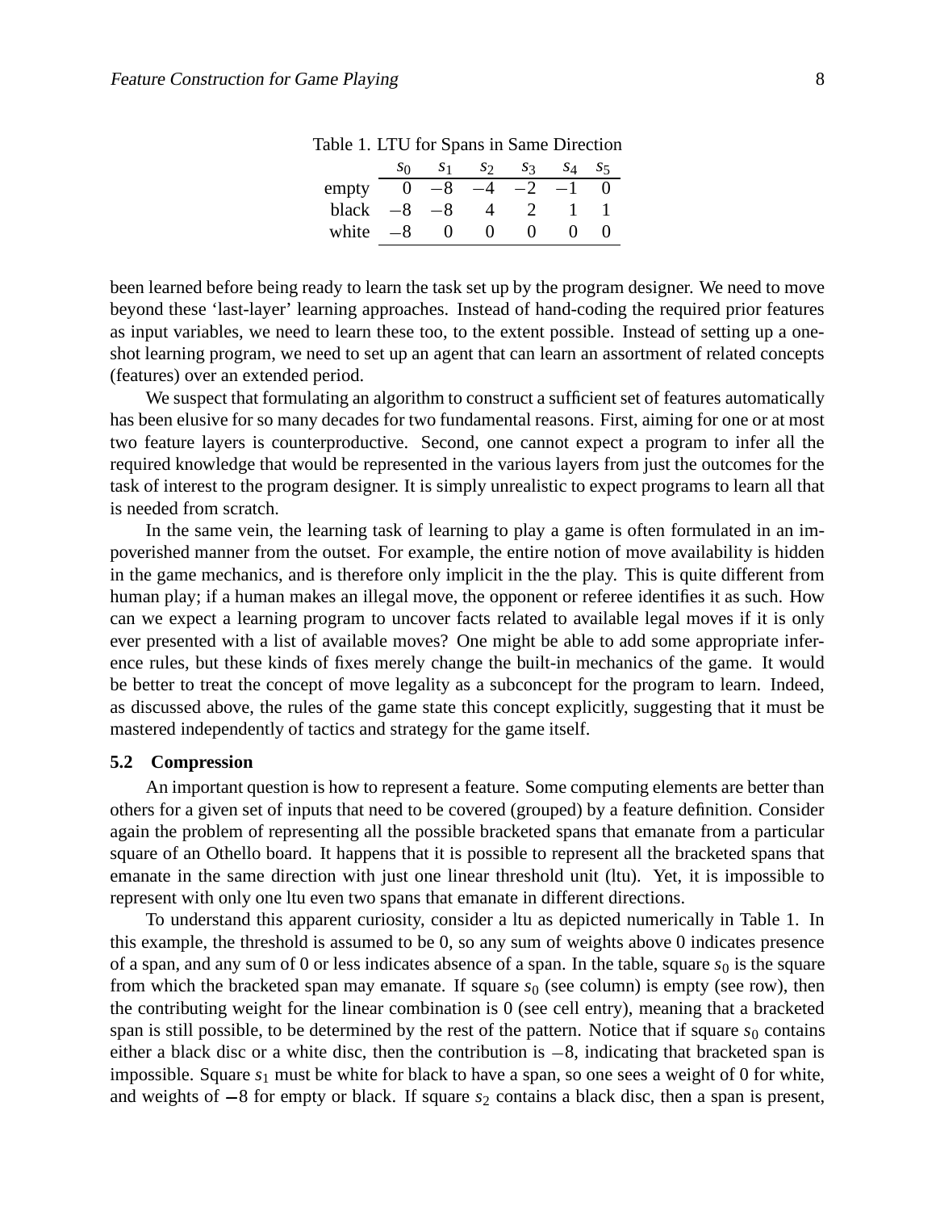Table 1. LTU for Spans in Same Direction

| | $s_0$ | $s_1$ | $s_2$ | $s_3$ | $s_4$ | $s_5$ |
|---|---|---|---|---|---|---|
| empty | 0 | $-8$ | $-4$ | $-2$ | $-1$ | 0 |
| black | $-8$ | $-8$ | 4 | 2 | 1 | 1 |
| white | $-8$ | 0 | 0 | 0 | 0 | 0 |

been learned before being ready to learn the task set up by the program designer. We need to move beyond these 'last-layer' learning approaches. Instead of hand-coding the required prior features as input variables, we need to learn these too, to the extent possible. Instead of setting up a one-shot learning program, we need to set up an agent that can learn an assortment of related concepts (features) over an extended period.

We suspect that formulating an algorithm to construct a sufficient set of features automatically has been elusive for so many decades for two fundamental reasons. First, aiming for one or at most two feature layers is counterproductive. Second, one cannot expect a program to infer all the required knowledge that would be represented in the various layers from just the outcomes for the task of interest to the program designer. It is simply unrealistic to expect programs to learn all that is needed from scratch.

In the same vein, the learning task of learning to play a game is often formulated in an impoverished manner from the outset. For example, the entire notion of move availability is hidden in the game mechanics, and is therefore only implicit in the the play. This is quite different from human play; if a human makes an illegal move, the opponent or referee identifies it as such. How can we expect a learning program to uncover facts related to available legal moves if it is only ever presented with a list of available moves? One might be able to add some appropriate inference rules, but these kinds of fixes merely change the built-in mechanics of the game. It would be better to treat the concept of move legality as a subconcept for the program to learn. Indeed, as discussed above, the rules of the game state this concept explicitly, suggesting that it must be mastered independently of tactics and strategy for the game itself.

### 5.2 Compression

An important question is how to represent a feature. Some computing elements are better than others for a given set of inputs that need to be covered (grouped) by a feature definition. Consider again the problem of representing all the possible bracketed spans that emanate from a particular square of an Othello board. It happens that it is possible to represent all the bracketed spans that emanate in the same direction with just one linear threshold unit (ltu). Yet, it is impossible to represent with only one ltu even two spans that emanate in different directions.

To understand this apparent curiosity, consider a ltu as depicted numerically in Table 1. In this example, the threshold is assumed to be 0, so any sum of weights above 0 indicates presence of a span, and any sum of 0 or less indicates absence of a span. In the table, square $s_0$ is the square from which the bracketed span may emanate. If square $s_0$ (see column) is empty (see row), then the contributing weight for the linear combination is 0 (see cell entry), meaning that a bracketed span is still possible, to be determined by the rest of the pattern. Notice that if square $s_0$ contains either a black disc or a white disc, then the contribution is $-8$, indicating that bracketed span is impossible. Square $s_1$ must be white for black to have a span, so one sees a weight of 0 for white, and weights of $-8$ for empty or black. If square $s_2$ contains a black disc, then a span is present,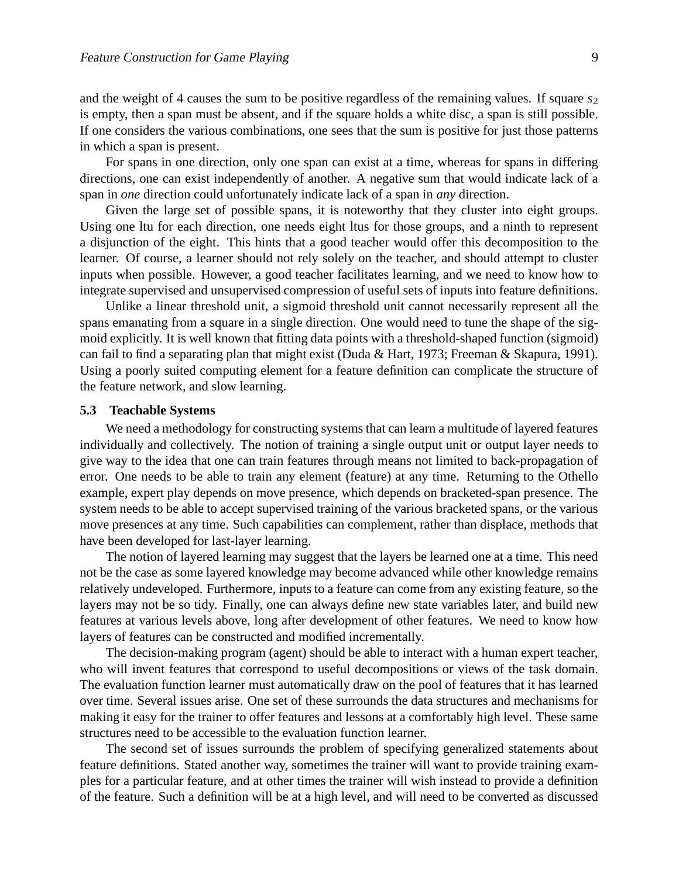and the weight of 4 causes the sum to be positive regardless of the remaining values. If square $s_2$ is empty, then a span must be absent, and if the square holds a white disc, a span is still possible. If one considers the various combinations, one sees that the sum is positive for just those patterns in which a span is present.

For spans in one direction, only one span can exist at a time, whereas for spans in differing directions, one can exist independently of another. A negative sum that would indicate lack of a span in *one* direction could unfortunately indicate lack of a span in *any* direction.

Given the large set of possible spans, it is noteworthy that they cluster into eight groups. Using one ltu for each direction, one needs eight ltus for those groups, and a ninth to represent a disjunction of the eight. This hints that a good teacher would offer this decomposition to the learner. Of course, a learner should not rely solely on the teacher, and should attempt to cluster inputs when possible. However, a good teacher facilitates learning, and we need to know how to integrate supervised and unsupervised compression of useful sets of inputs into feature definitions.

Unlike a linear threshold unit, a sigmoid threshold unit cannot necessarily represent all the spans emanating from a square in a single direction. One would need to tune the shape of the sigmoid explicitly. It is well known that fitting data points with a threshold-shaped function (sigmoid) can fail to find a separating plan that might exist (Duda & Hart, 1973; Freeman & Skapura, 1991). Using a poorly suited computing element for a feature definition can complicate the structure of the feature network, and slow learning.

### 5.3 Teachable Systems

We need a methodology for constructing systems that can learn a multitude of layered features individually and collectively. The notion of training a single output unit or output layer needs to give way to the idea that one can train features through means not limited to back-propagation of error. One needs to be able to train any element (feature) at any time. Returning to the Othello example, expert play depends on move presence, which depends on bracketed-span presence. The system needs to be able to accept supervised training of the various bracketed spans, or the various move presences at any time. Such capabilities can complement, rather than displace, methods that have been developed for last-layer learning.

The notion of layered learning may suggest that the layers be learned one at a time. This need not be the case as some layered knowledge may become advanced while other knowledge remains relatively undeveloped. Furthermore, inputs to a feature can come from any existing feature, so the layers may not be so tidy. Finally, one can always define new state variables later, and build new features at various levels above, long after development of other features. We need to know how layers of features can be constructed and modified incrementally.

The decision-making program (agent) should be able to interact with a human expert teacher, who will invent features that correspond to useful decompositions or views of the task domain. The evaluation function learner must automatically draw on the pool of features that it has learned over time. Several issues arise. One set of these surrounds the data structures and mechanisms for making it easy for the trainer to offer features and lessons at a comfortably high level. These same structures need to be accessible to the evaluation function learner.

The second set of issues surrounds the problem of specifying generalized statements about feature definitions. Stated another way, sometimes the trainer will want to provide training examples for a particular feature, and at other times the trainer will wish instead to provide a definition of the feature. Such a definition will be at a high level, and will need to be converted as discussed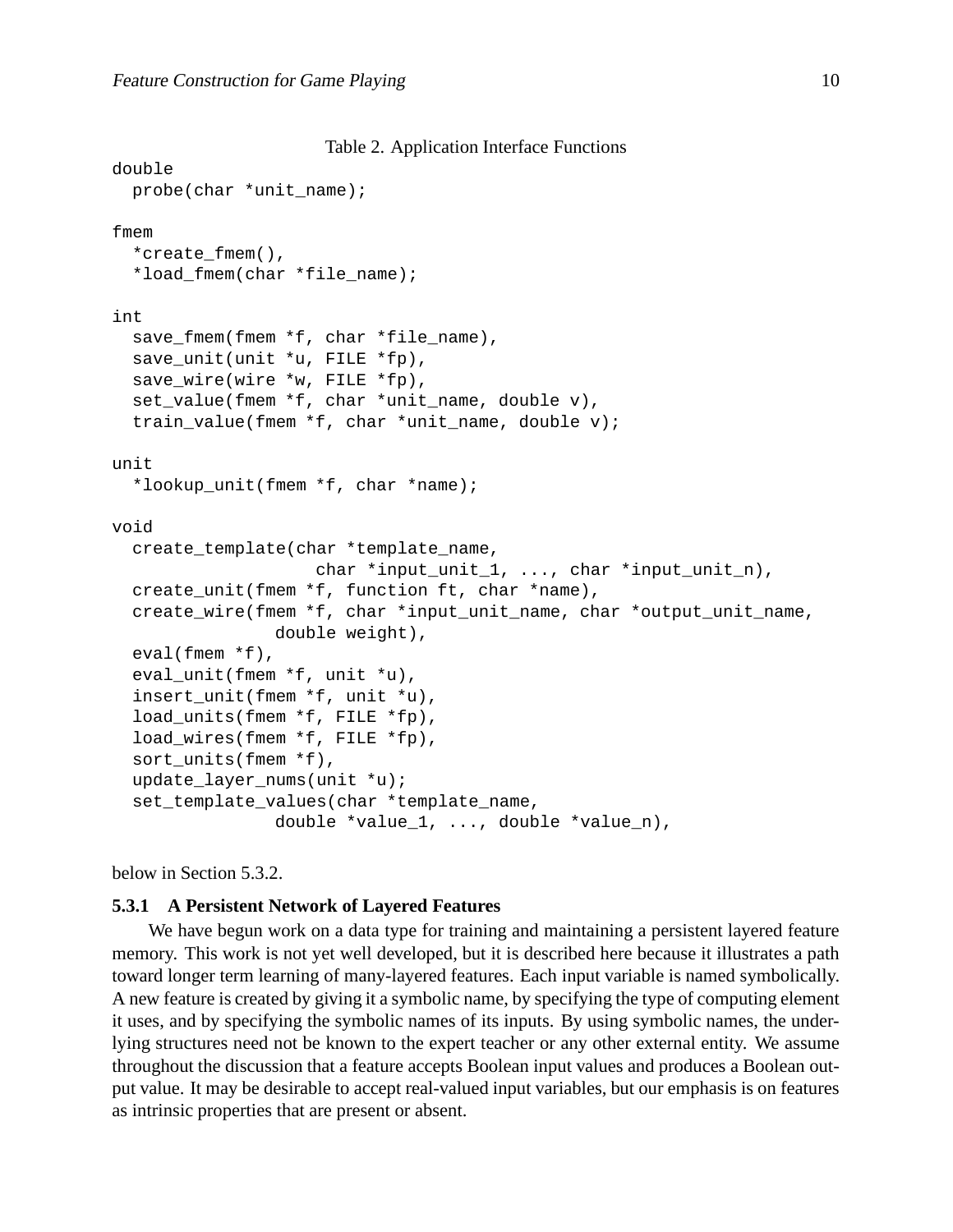Table 2. Application Interface Functions

```
double
  probe(char *unit_name);

fmem
  *create_fmem(),
  *load_fmem(char *file_name);

int
  save_fmem(fmem *f, char *file_name),
  save_unit(unit *u, FILE *fp),
  save_wire(wire *w, FILE *fp),
  set_value(fmem *f, char *unit_name, double v),
  train_value(fmem *f, char *unit_name, double v);

unit
  *lookup_unit(fmem *f, char *name);

void
  create_template(char *template_name,
                   char *input_unit_1, ..., char *input_unit_n),
  create_unit(fmem *f, function ft, char *name),
  create_wire(fmem *f, char *input_unit_name, char *output_unit_name,
              double weight),
  eval(fmem *f),
  eval_unit(fmem *f, unit *u),
  insert_unit(fmem *f, unit *u),
  load_units(fmem *f, FILE *fp),
  load_wires(fmem *f, FILE *fp),
  sort_units(fmem *f),
  update_layer_nums(unit *u);
  set_template_values(char *template_name,
              double *value_1, ..., double *value_n),
```

below in Section 5.3.2.

### 5.3.1 A Persistent Network of Layered Features

We have begun work on a data type for training and maintaining a persistent layered feature memory. This work is not yet well developed, but it is described here because it illustrates a path toward longer term learning of many-layered features. Each input variable is named symbolically. A new feature is created by giving it a symbolic name, by specifying the type of computing element it uses, and by specifying the symbolic names of its inputs. By using symbolic names, the underlying structures need not be known to the expert teacher or any other external entity. We assume throughout the discussion that a feature accepts Boolean input values and produces a Boolean output value. It may be desirable to accept real-valued input variables, but our emphasis is on features as intrinsic properties that are present or absent.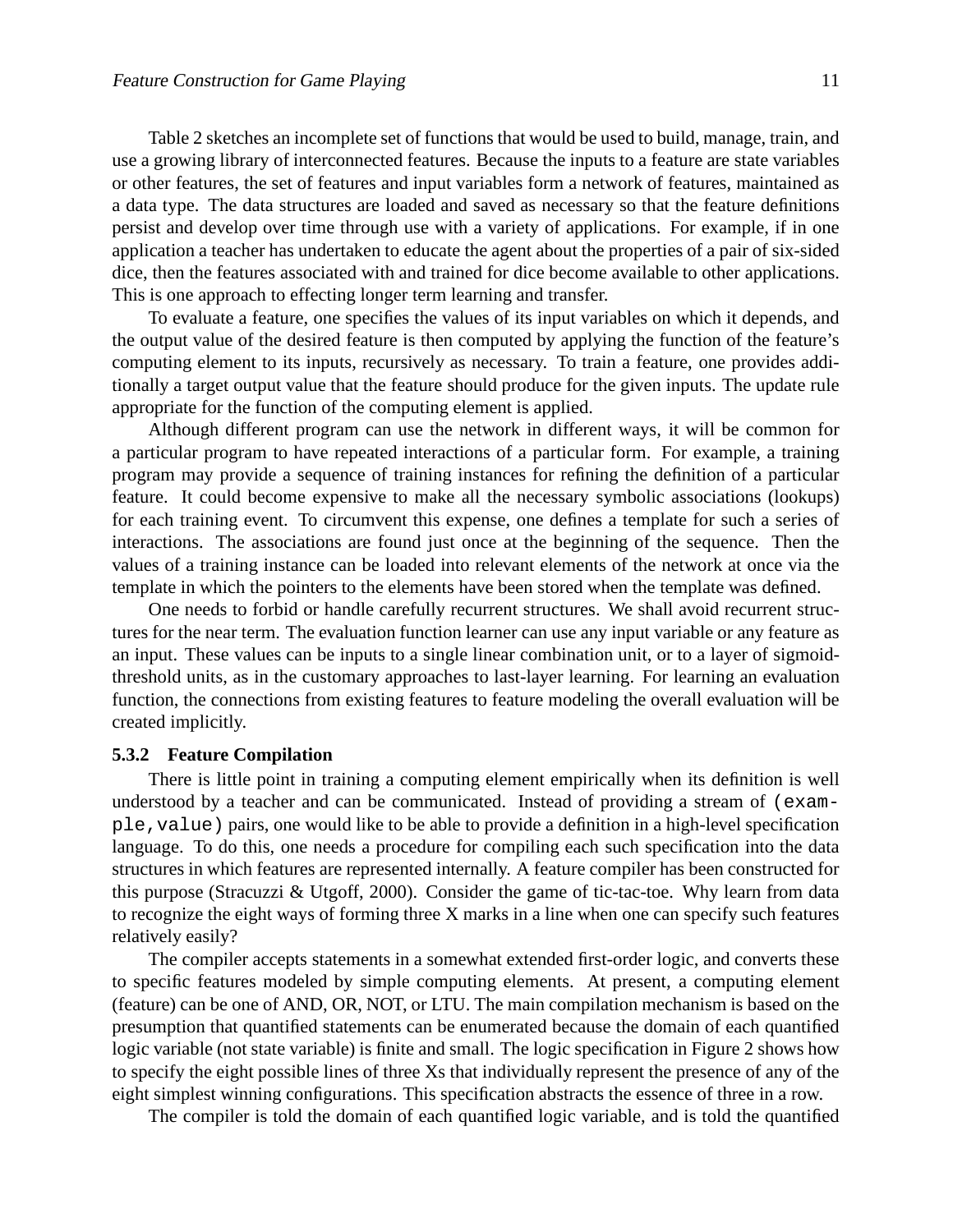Table 2 sketches an incomplete set of functions that would be used to build, manage, train, and use a growing library of interconnected features. Because the inputs to a feature are state variables or other features, the set of features and input variables form a network of features, maintained as a data type. The data structures are loaded and saved as necessary so that the feature definitions persist and develop over time through use with a variety of applications. For example, if in one application a teacher has undertaken to educate the agent about the properties of a pair of six-sided dice, then the features associated with and trained for dice become available to other applications. This is one approach to effecting longer term learning and transfer.

To evaluate a feature, one specifies the values of its input variables on which it depends, and the output value of the desired feature is then computed by applying the function of the feature's computing element to its inputs, recursively as necessary. To train a feature, one provides additionally a target output value that the feature should produce for the given inputs. The update rule appropriate for the function of the computing element is applied.

Although different program can use the network in different ways, it will be common for a particular program to have repeated interactions of a particular form. For example, a training program may provide a sequence of training instances for refining the definition of a particular feature. It could become expensive to make all the necessary symbolic associations (lookups) for each training event. To circumvent this expense, one defines a template for such a series of interactions. The associations are found just once at the beginning of the sequence. Then the values of a training instance can be loaded into relevant elements of the network at once via the template in which the pointers to the elements have been stored when the template was defined.

One needs to forbid or handle carefully recurrent structures. We shall avoid recurrent structures for the near term. The evaluation function learner can use any input variable or any feature as an input. These values can be inputs to a single linear combination unit, or to a layer of sigmoid-threshold units, as in the customary approaches to last-layer learning. For learning an evaluation function, the connections from existing features to feature modeling the overall evaluation will be created implicitly.

#### 5.3.2 Feature Compilation

There is little point in training a computing element empirically when its definition is well understood by a teacher and can be communicated. Instead of providing a stream of `(example,value)` pairs, one would like to be able to provide a definition in a high-level specification language. To do this, one needs a procedure for compiling each such specification into the data structures in which features are represented internally. A feature compiler has been constructed for this purpose (Stracuzzi & Utgoff, 2000). Consider the game of tic-tac-toe. Why learn from data to recognize the eight ways of forming three X marks in a line when one can specify such features relatively easily?

The compiler accepts statements in a somewhat extended first-order logic, and converts these to specific features modeled by simple computing elements. At present, a computing element (feature) can be one of AND, OR, NOT, or LTU. The main compilation mechanism is based on the presumption that quantified statements can be enumerated because the domain of each quantified logic variable (not state variable) is finite and small. The logic specification in Figure 2 shows how to specify the eight possible lines of three Xs that individually represent the presence of any of the eight simplest winning configurations. This specification abstracts the essence of three in a row.

The compiler is told the domain of each quantified logic variable, and is told the quantified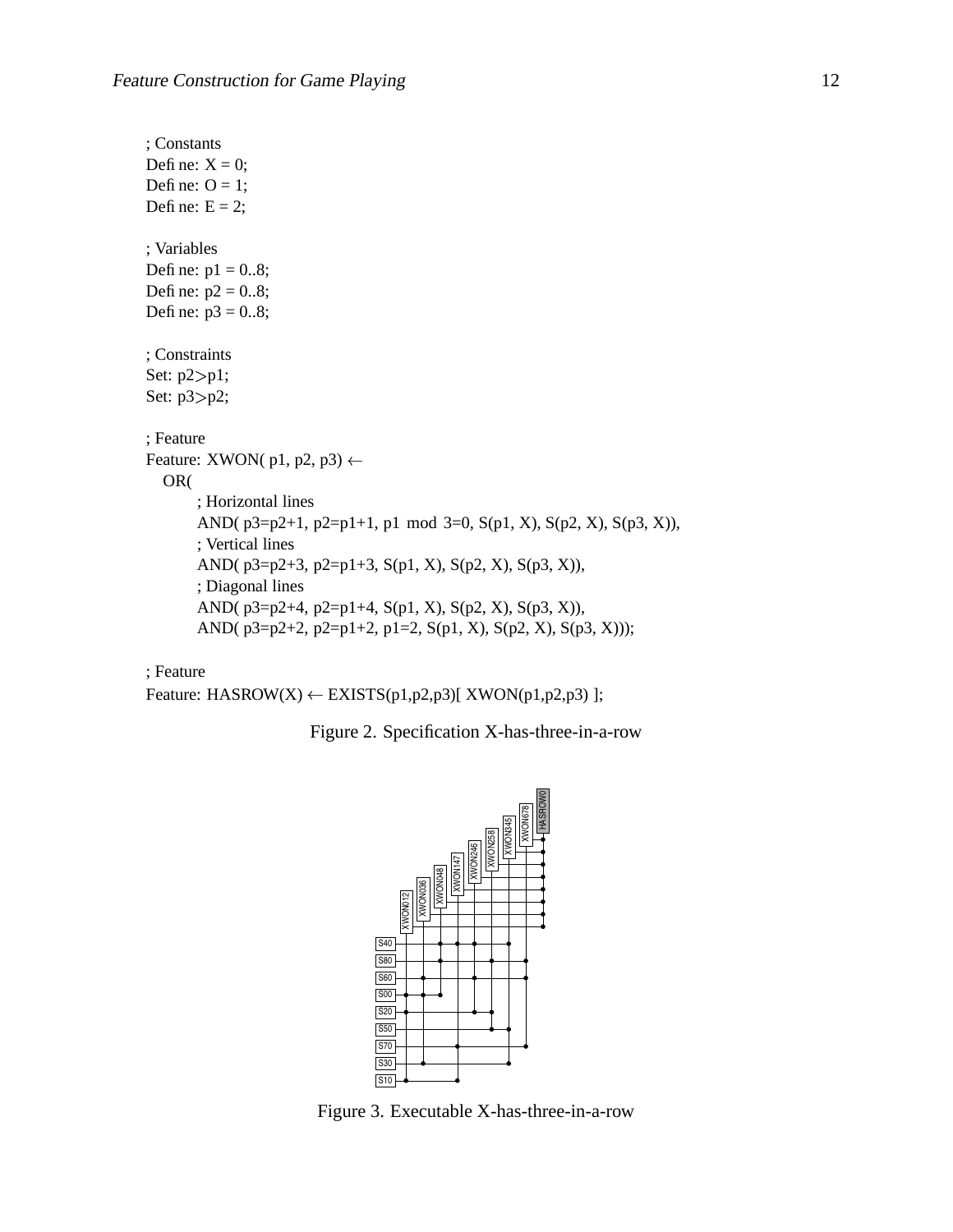```
; Constants
Define: X = 0;
Define: O = 1;
Define: E = 2;

; Variables
Define: p1 = 0..8;
Define: p2 = 0..8;
Define: p3 = 0..8;

; Constraints
Set: p2>p1;
Set: p3>p2;

; Feature
Feature: XWON( p1, p2, p3) ←
   OR(
         ; Horizontal lines
         AND( p3=p2+1, p2=p1+1, p1 mod 3=0, S(p1, X), S(p2, X), S(p3, X)),
         ; Vertical lines
         AND( p3=p2+3, p2=p1+3, S(p1, X), S(p2, X), S(p3, X)),
         ; Diagonal lines
         AND( p3=p2+4, p2=p1+4, S(p1, X), S(p2, X), S(p3, X)),
         AND( p3=p2+2, p2=p1+2, p1=2, S(p1, X), S(p2, X), S(p3, X)));

; Feature
Feature: HASROW(X) ← EXISTS(p1,p2,p3)[ XWON(p1,p2,p3) ];
```

Figure 2. Specification X-has-three-in-a-row

Figure 3. Executable X-has-three-in-a-row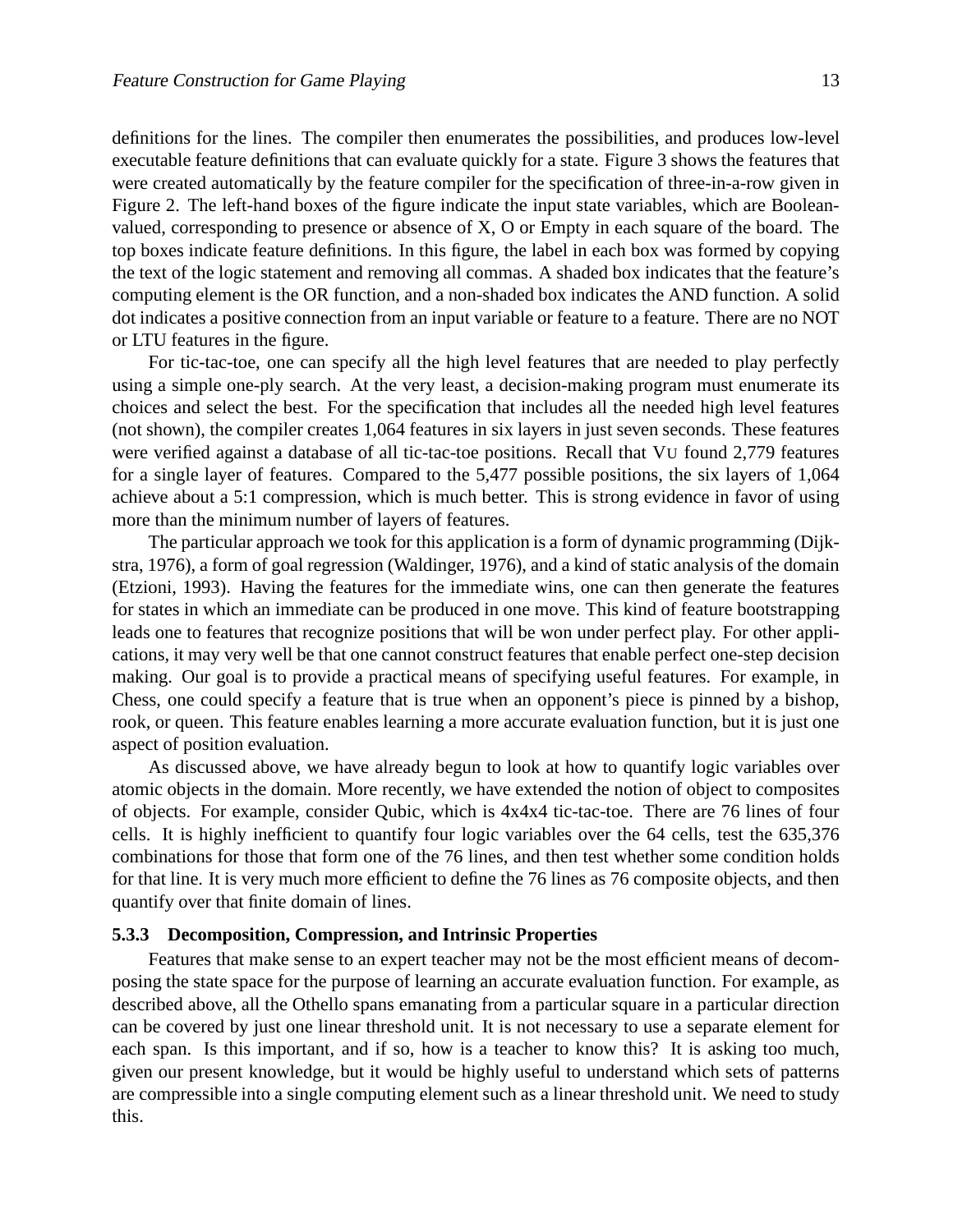definitions for the lines. The compiler then enumerates the possibilities, and produces low-level executable feature definitions that can evaluate quickly for a state. Figure 3 shows the features that were created automatically by the feature compiler for the specification of three-in-a-row given in Figure 2. The left-hand boxes of the figure indicate the input state variables, which are Boolean-valued, corresponding to presence or absence of X, O or Empty in each square of the board. The top boxes indicate feature definitions. In this figure, the label in each box was formed by copying the text of the logic statement and removing all commas. A shaded box indicates that the feature's computing element is the OR function, and a non-shaded box indicates the AND function. A solid dot indicates a positive connection from an input variable or feature to a feature. There are no NOT or LTU features in the figure.

For tic-tac-toe, one can specify all the high level features that are needed to play perfectly using a simple one-ply search. At the very least, a decision-making program must enumerate its choices and select the best. For the specification that includes all the needed high level features (not shown), the compiler creates 1,064 features in six layers in just seven seconds. These features were verified against a database of all tic-tac-toe positions. Recall that VU found 2,779 features for a single layer of features. Compared to the 5,477 possible positions, the six layers of 1,064 achieve about a 5:1 compression, which is much better. This is strong evidence in favor of using more than the minimum number of layers of features.

The particular approach we took for this application is a form of dynamic programming (Dijkstra, 1976), a form of goal regression (Waldinger, 1976), and a kind of static analysis of the domain (Etzioni, 1993). Having the features for the immediate wins, one can then generate the features for states in which an immediate can be produced in one move. This kind of feature bootstrapping leads one to features that recognize positions that will be won under perfect play. For other applications, it may very well be that one cannot construct features that enable perfect one-step decision making. Our goal is to provide a practical means of specifying useful features. For example, in Chess, one could specify a feature that is true when an opponent's piece is pinned by a bishop, rook, or queen. This feature enables learning a more accurate evaluation function, but it is just one aspect of position evaluation.

As discussed above, we have already begun to look at how to quantify logic variables over atomic objects in the domain. More recently, we have extended the notion of object to composites of objects. For example, consider Qubic, which is 4x4x4 tic-tac-toe. There are 76 lines of four cells. It is highly inefficient to quantify four logic variables over the 64 cells, test the 635,376 combinations for those that form one of the 76 lines, and then test whether some condition holds for that line. It is very much more efficient to define the 76 lines as 76 composite objects, and then quantify over that finite domain of lines.

### 5.3.3 Decomposition, Compression, and Intrinsic Properties

Features that make sense to an expert teacher may not be the most efficient means of decomposing the state space for the purpose of learning an accurate evaluation function. For example, as described above, all the Othello spans emanating from a particular square in a particular direction can be covered by just one linear threshold unit. It is not necessary to use a separate element for each span. Is this important, and if so, how is a teacher to know this? It is asking too much, given our present knowledge, but it would be highly useful to understand which sets of patterns are compressible into a single computing element such as a linear threshold unit. We need to study this.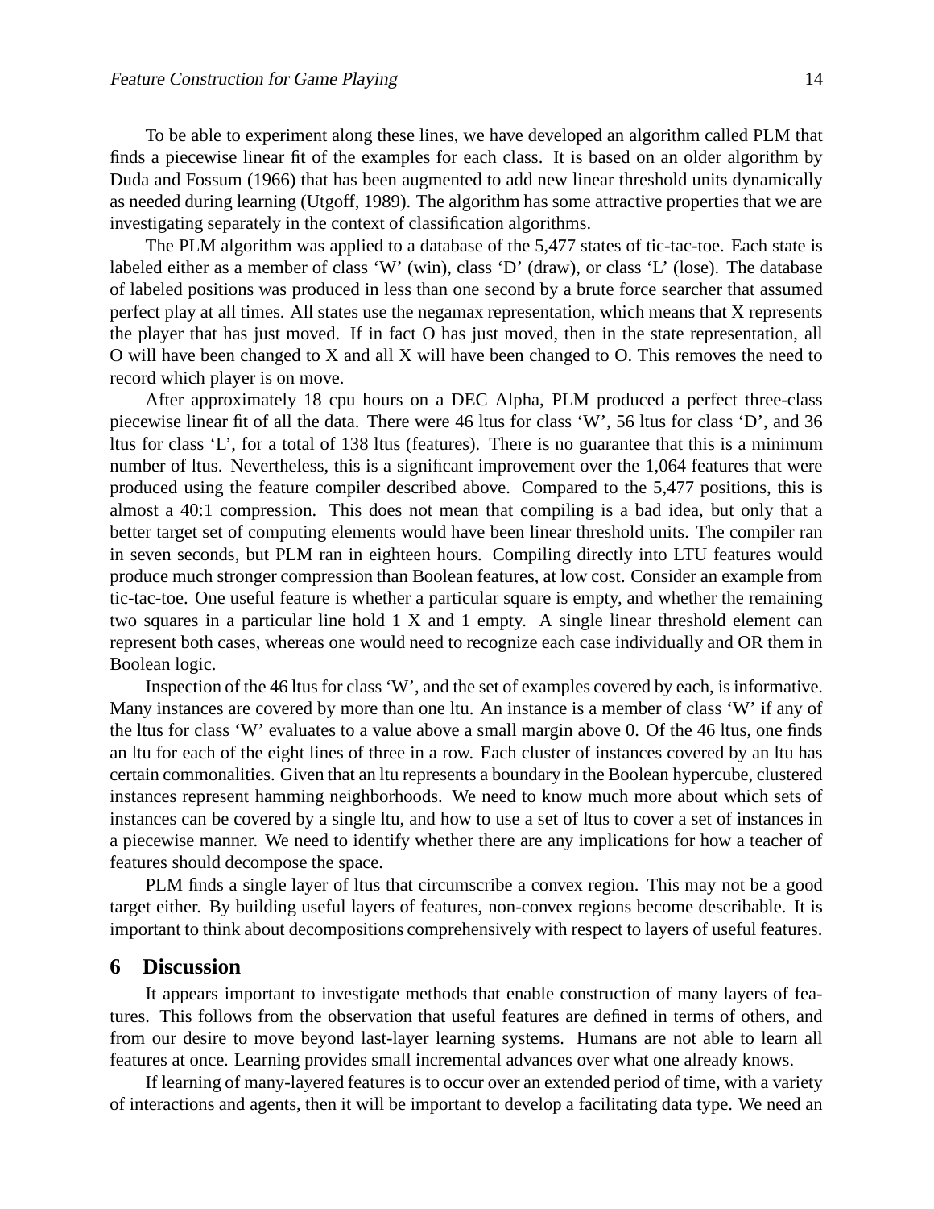To be able to experiment along these lines, we have developed an algorithm called PLM that finds a piecewise linear fit of the examples for each class. It is based on an older algorithm by Duda and Fossum (1966) that has been augmented to add new linear threshold units dynamically as needed during learning (Utgoff, 1989). The algorithm has some attractive properties that we are investigating separately in the context of classification algorithms.

The PLM algorithm was applied to a database of the 5,477 states of tic-tac-toe. Each state is labeled either as a member of class 'W' (win), class 'D' (draw), or class 'L' (lose). The database of labeled positions was produced in less than one second by a brute force searcher that assumed perfect play at all times. All states use the negamax representation, which means that X represents the player that has just moved. If in fact O has just moved, then in the state representation, all O will have been changed to X and all X will have been changed to O. This removes the need to record which player is on move.

After approximately 18 cpu hours on a DEC Alpha, PLM produced a perfect three-class piecewise linear fit of all the data. There were 46 ltus for class 'W', 56 ltus for class 'D', and 36 ltus for class 'L', for a total of 138 ltus (features). There is no guarantee that this is a minimum number of ltus. Nevertheless, this is a significant improvement over the 1,064 features that were produced using the feature compiler described above. Compared to the 5,477 positions, this is almost a 40:1 compression. This does not mean that compiling is a bad idea, but only that a better target set of computing elements would have been linear threshold units. The compiler ran in seven seconds, but PLM ran in eighteen hours. Compiling directly into LTU features would produce much stronger compression than Boolean features, at low cost. Consider an example from tic-tac-toe. One useful feature is whether a particular square is empty, and whether the remaining two squares in a particular line hold 1 X and 1 empty. A single linear threshold element can represent both cases, whereas one would need to recognize each case individually and OR them in Boolean logic.

Inspection of the 46 ltus for class 'W', and the set of examples covered by each, is informative. Many instances are covered by more than one ltu. An instance is a member of class 'W' if any of the ltus for class 'W' evaluates to a value above a small margin above 0. Of the 46 ltus, one finds an ltu for each of the eight lines of three in a row. Each cluster of instances covered by an ltu has certain commonalities. Given that an ltu represents a boundary in the Boolean hypercube, clustered instances represent hamming neighborhoods. We need to know much more about which sets of instances can be covered by a single ltu, and how to use a set of ltus to cover a set of instances in a piecewise manner. We need to identify whether there are any implications for how a teacher of features should decompose the space.

PLM finds a single layer of ltus that circumscribe a convex region. This may not be a good target either. By building useful layers of features, non-convex regions become describable. It is important to think about decompositions comprehensively with respect to layers of useful features.

## 6 Discussion

It appears important to investigate methods that enable construction of many layers of features. This follows from the observation that useful features are defined in terms of others, and from our desire to move beyond last-layer learning systems. Humans are not able to learn all features at once. Learning provides small incremental advances over what one already knows.

If learning of many-layered features is to occur over an extended period of time, with a variety of interactions and agents, then it will be important to develop a facilitating data type. We need an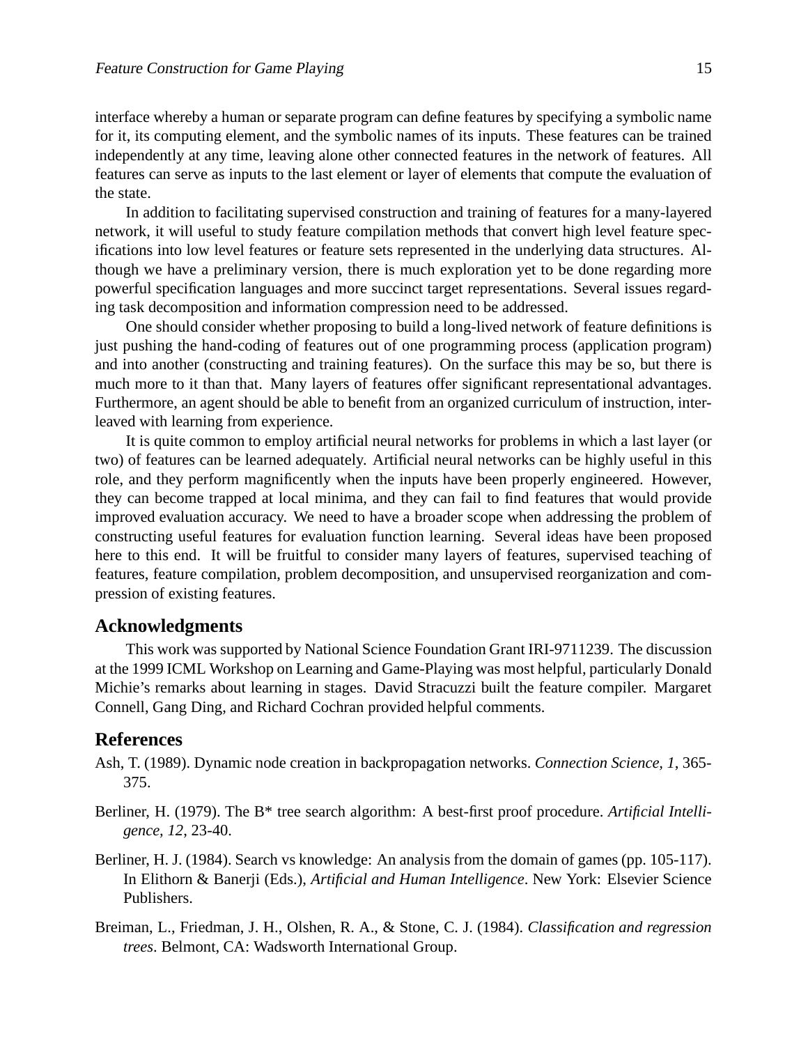interface whereby a human or separate program can define features by specifying a symbolic name for it, its computing element, and the symbolic names of its inputs. These features can be trained independently at any time, leaving alone other connected features in the network of features. All features can serve as inputs to the last element or layer of elements that compute the evaluation of the state.

In addition to facilitating supervised construction and training of features for a many-layered network, it will useful to study feature compilation methods that convert high level feature specifications into low level features or feature sets represented in the underlying data structures. Although we have a preliminary version, there is much exploration yet to be done regarding more powerful specification languages and more succinct target representations. Several issues regarding task decomposition and information compression need to be addressed.

One should consider whether proposing to build a long-lived network of feature definitions is just pushing the hand-coding of features out of one programming process (application program) and into another (constructing and training features). On the surface this may be so, but there is much more to it than that. Many layers of features offer significant representational advantages. Furthermore, an agent should be able to benefit from an organized curriculum of instruction, interleaved with learning from experience.

It is quite common to employ artificial neural networks for problems in which a last layer (or two) of features can be learned adequately. Artificial neural networks can be highly useful in this role, and they perform magnificently when the inputs have been properly engineered. However, they can become trapped at local minima, and they can fail to find features that would provide improved evaluation accuracy. We need to have a broader scope when addressing the problem of constructing useful features for evaluation function learning. Several ideas have been proposed here to this end. It will be fruitful to consider many layers of features, supervised teaching of features, feature compilation, problem decomposition, and unsupervised reorganization and compression of existing features.

## Acknowledgments

This work was supported by National Science Foundation Grant IRI-9711239. The discussion at the 1999 ICML Workshop on Learning and Game-Playing was most helpful, particularly Donald Michie's remarks about learning in stages. David Stracuzzi built the feature compiler. Margaret Connell, Gang Ding, and Richard Cochran provided helpful comments.

## References

Ash, T. (1989). Dynamic node creation in backpropagation networks. *Connection Science, 1*, 365-375.

Berliner, H. (1979). The B* tree search algorithm: A best-first proof procedure. *Artificial Intelligence, 12*, 23-40.

Berliner, H. J. (1984). Search vs knowledge: An analysis from the domain of games (pp. 105-117). In Elithorn & Banerji (Eds.), *Artificial and Human Intelligence*. New York: Elsevier Science Publishers.

Breiman, L., Friedman, J. H., Olshen, R. A., & Stone, C. J. (1984). *Classification and regression trees*. Belmont, CA: Wadsworth International Group.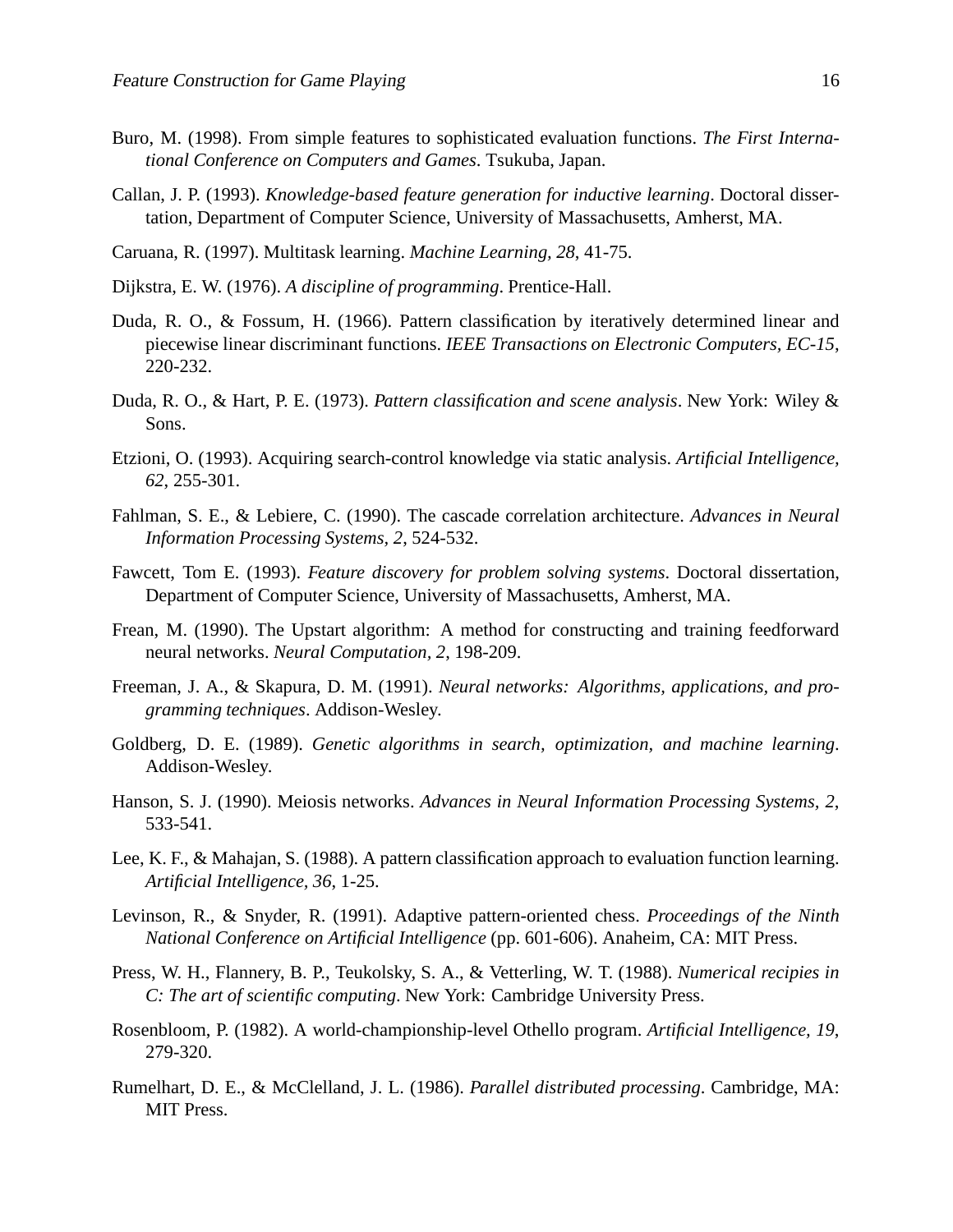Buro, M. (1998). From simple features to sophisticated evaluation functions. *The First International Conference on Computers and Games*. Tsukuba, Japan.

Callan, J. P. (1993). *Knowledge-based feature generation for inductive learning*. Doctoral dissertation, Department of Computer Science, University of Massachusetts, Amherst, MA.

Caruana, R. (1997). Multitask learning. *Machine Learning, 28*, 41-75.

Dijkstra, E. W. (1976). *A discipline of programming*. Prentice-Hall.

Duda, R. O., & Fossum, H. (1966). Pattern classification by iteratively determined linear and piecewise linear discriminant functions. *IEEE Transactions on Electronic Computers, EC-15*, 220-232.

Duda, R. O., & Hart, P. E. (1973). *Pattern classification and scene analysis*. New York: Wiley & Sons.

Etzioni, O. (1993). Acquiring search-control knowledge via static analysis. *Artificial Intelligence, 62*, 255-301.

Fahlman, S. E., & Lebiere, C. (1990). The cascade correlation architecture. *Advances in Neural Information Processing Systems, 2*, 524-532.

Fawcett, Tom E. (1993). *Feature discovery for problem solving systems*. Doctoral dissertation, Department of Computer Science, University of Massachusetts, Amherst, MA.

Frean, M. (1990). The Upstart algorithm: A method for constructing and training feedforward neural networks. *Neural Computation, 2*, 198-209.

Freeman, J. A., & Skapura, D. M. (1991). *Neural networks: Algorithms, applications, and programming techniques*. Addison-Wesley.

Goldberg, D. E. (1989). *Genetic algorithms in search, optimization, and machine learning*. Addison-Wesley.

Hanson, S. J. (1990). Meiosis networks. *Advances in Neural Information Processing Systems, 2*, 533-541.

Lee, K. F., & Mahajan, S. (1988). A pattern classification approach to evaluation function learning. *Artificial Intelligence, 36*, 1-25.

Levinson, R., & Snyder, R. (1991). Adaptive pattern-oriented chess. *Proceedings of the Ninth National Conference on Artificial Intelligence* (pp. 601-606). Anaheim, CA: MIT Press.

Press, W. H., Flannery, B. P., Teukolsky, S. A., & Vetterling, W. T. (1988). *Numerical recipies in C: The art of scientific computing*. New York: Cambridge University Press.

Rosenbloom, P. (1982). A world-championship-level Othello program. *Artificial Intelligence, 19*, 279-320.

Rumelhart, D. E., & McClelland, J. L. (1986). *Parallel distributed processing*. Cambridge, MA: MIT Press.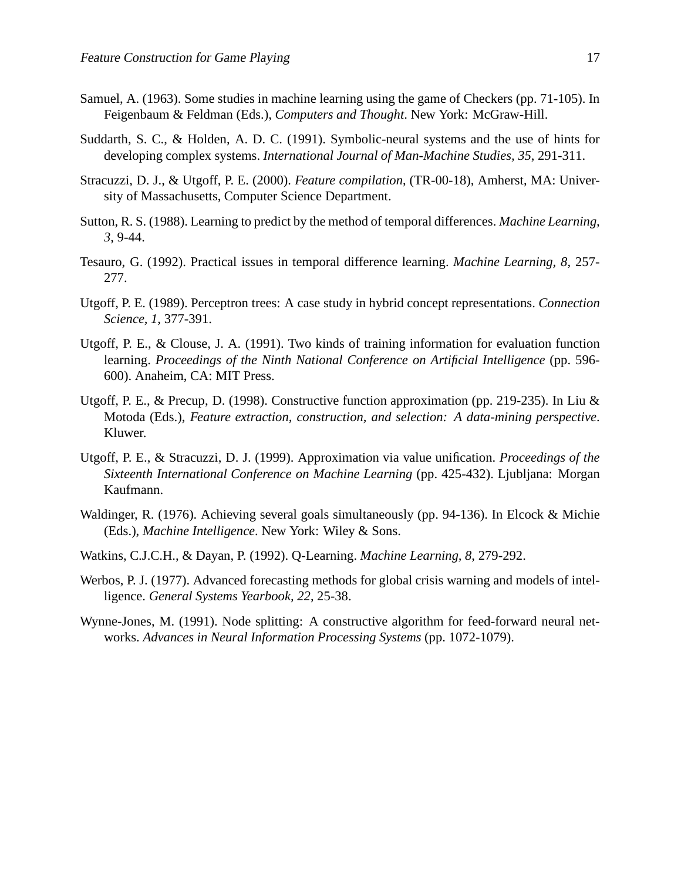Samuel, A. (1963). Some studies in machine learning using the game of Checkers (pp. 71-105). In Feigenbaum & Feldman (Eds.), *Computers and Thought*. New York: McGraw-Hill.

Suddarth, S. C., & Holden, A. D. C. (1991). Symbolic-neural systems and the use of hints for developing complex systems. *International Journal of Man-Machine Studies, 35*, 291-311.

Stracuzzi, D. J., & Utgoff, P. E. (2000). *Feature compilation*, (TR-00-18), Amherst, MA: University of Massachusetts, Computer Science Department.

Sutton, R. S. (1988). Learning to predict by the method of temporal differences. *Machine Learning, 3*, 9-44.

Tesauro, G. (1992). Practical issues in temporal difference learning. *Machine Learning, 8*, 257-277.

Utgoff, P. E. (1989). Perceptron trees: A case study in hybrid concept representations. *Connection Science, 1*, 377-391.

Utgoff, P. E., & Clouse, J. A. (1991). Two kinds of training information for evaluation function learning. *Proceedings of the Ninth National Conference on Artificial Intelligence* (pp. 596-600). Anaheim, CA: MIT Press.

Utgoff, P. E., & Precup, D. (1998). Constructive function approximation (pp. 219-235). In Liu & Motoda (Eds.), *Feature extraction, construction, and selection: A data-mining perspective*. Kluwer.

Utgoff, P. E., & Stracuzzi, D. J. (1999). Approximation via value unification. *Proceedings of the Sixteenth International Conference on Machine Learning* (pp. 425-432). Ljubljana: Morgan Kaufmann.

Waldinger, R. (1976). Achieving several goals simultaneously (pp. 94-136). In Elcock & Michie (Eds.), *Machine Intelligence*. New York: Wiley & Sons.

Watkins, C.J.C.H., & Dayan, P. (1992). Q-Learning. *Machine Learning, 8*, 279-292.

Werbos, P. J. (1977). Advanced forecasting methods for global crisis warning and models of intelligence. *General Systems Yearbook, 22*, 25-38.

Wynne-Jones, M. (1991). Node splitting: A constructive algorithm for feed-forward neural networks. *Advances in Neural Information Processing Systems* (pp. 1072-1079).